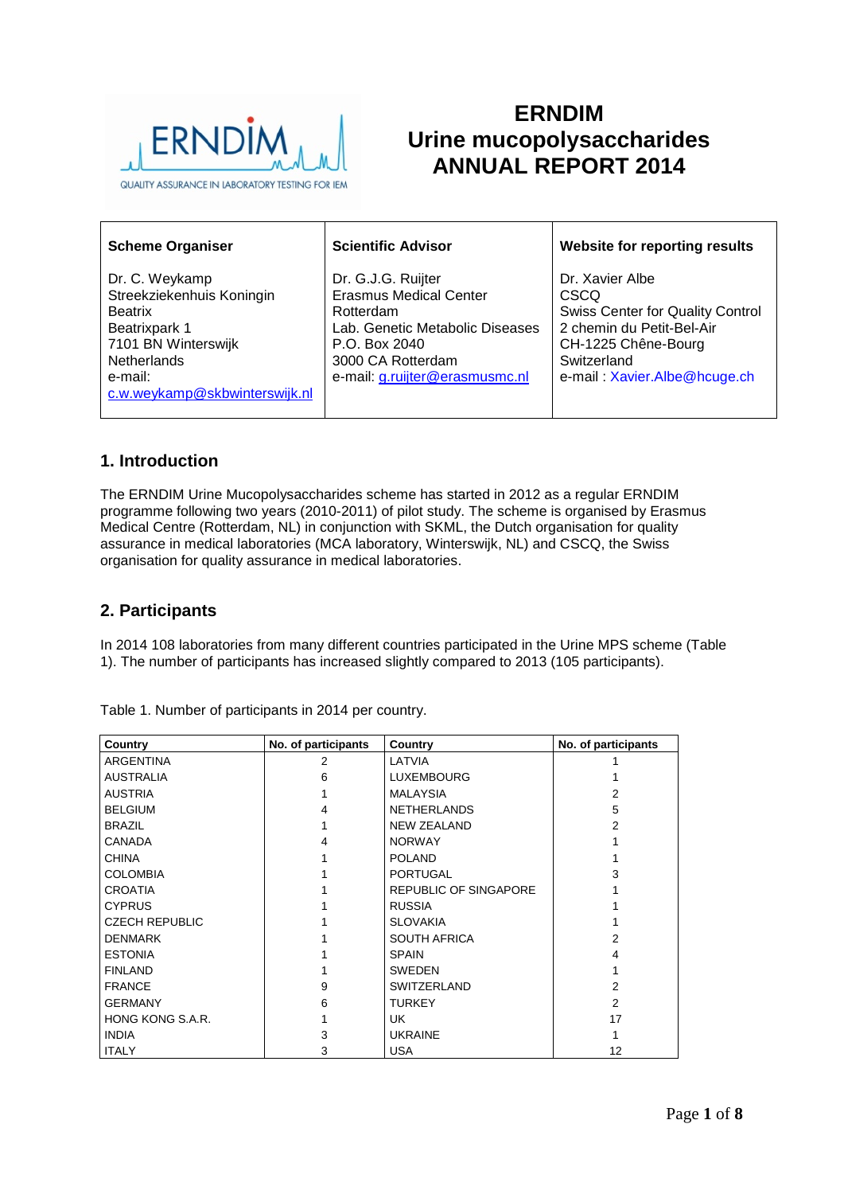# ERNDIM
# Urine mucopolysaccharides
# ANNUAL REPORT 2014

| Scheme Organiser | Scientific Advisor | Website for reporting results |
| --- | --- | --- |
| Dr. C. Weykamp<br>Streekziekenhuis Koningin Beatrix<br>Beatrixpark 1<br>7101 BN Winterswijk<br>Netherlands<br>e-mail:<br>c.w.weykamp@skbwinterswijk.nl | Dr. G.J.G. Ruijter<br>Erasmus Medical Center Rotterdam<br>Lab. Genetic Metabolic Diseases<br>P.O. Box 2040<br>3000 CA Rotterdam<br>e-mail: g.ruijter@erasmusmc.nl | Dr. Xavier Albe<br>CSCQ<br>Swiss Center for Quality Control<br>2 chemin du Petit-Bel-Air<br>CH-1225 Chêne-Bourg<br>Switzerland<br>e-mail : Xavier.Albe@hcuge.ch |

## 1. Introduction

The ERNDIM Urine Mucopolysaccharides scheme has started in 2012 as a regular ERNDIM programme following two years (2010-2011) of pilot study. The scheme is organised by Erasmus Medical Centre (Rotterdam, NL) in conjunction with SKML, the Dutch organisation for quality assurance in medical laboratories (MCA laboratory, Winterswijk, NL) and CSCQ, the Swiss organisation for quality assurance in medical laboratories.

## 2. Participants

In 2014 108 laboratories from many different countries participated in the Urine MPS scheme (Table 1). The number of participants has increased slightly compared to 2013 (105 participants).

Table 1. Number of participants in 2014 per country.

| Country | No. of participants | Country | No. of participants |
| --- | --- | --- | --- |
| ARGENTINA | 2 | LATVIA | 1 |
| AUSTRALIA | 6 | LUXEMBOURG | 1 |
| AUSTRIA | 1 | MALAYSIA | 2 |
| BELGIUM | 4 | NETHERLANDS | 5 |
| BRAZIL | 1 | NEW ZEALAND | 2 |
| CANADA | 4 | NORWAY | 1 |
| CHINA | 1 | POLAND | 1 |
| COLOMBIA | 1 | PORTUGAL | 3 |
| CROATIA | 1 | REPUBLIC OF SINGAPORE | 1 |
| CYPRUS | 1 | RUSSIA | 1 |
| CZECH REPUBLIC | 1 | SLOVAKIA | 1 |
| DENMARK | 1 | SOUTH AFRICA | 2 |
| ESTONIA | 1 | SPAIN | 4 |
| FINLAND | 1 | SWEDEN | 1 |
| FRANCE | 9 | SWITZERLAND | 2 |
| GERMANY | 6 | TURKEY | 2 |
| HONG KONG S.A.R. | 1 | UK | 17 |
| INDIA | 3 | UKRAINE | 1 |
| ITALY | 3 | USA | 12 |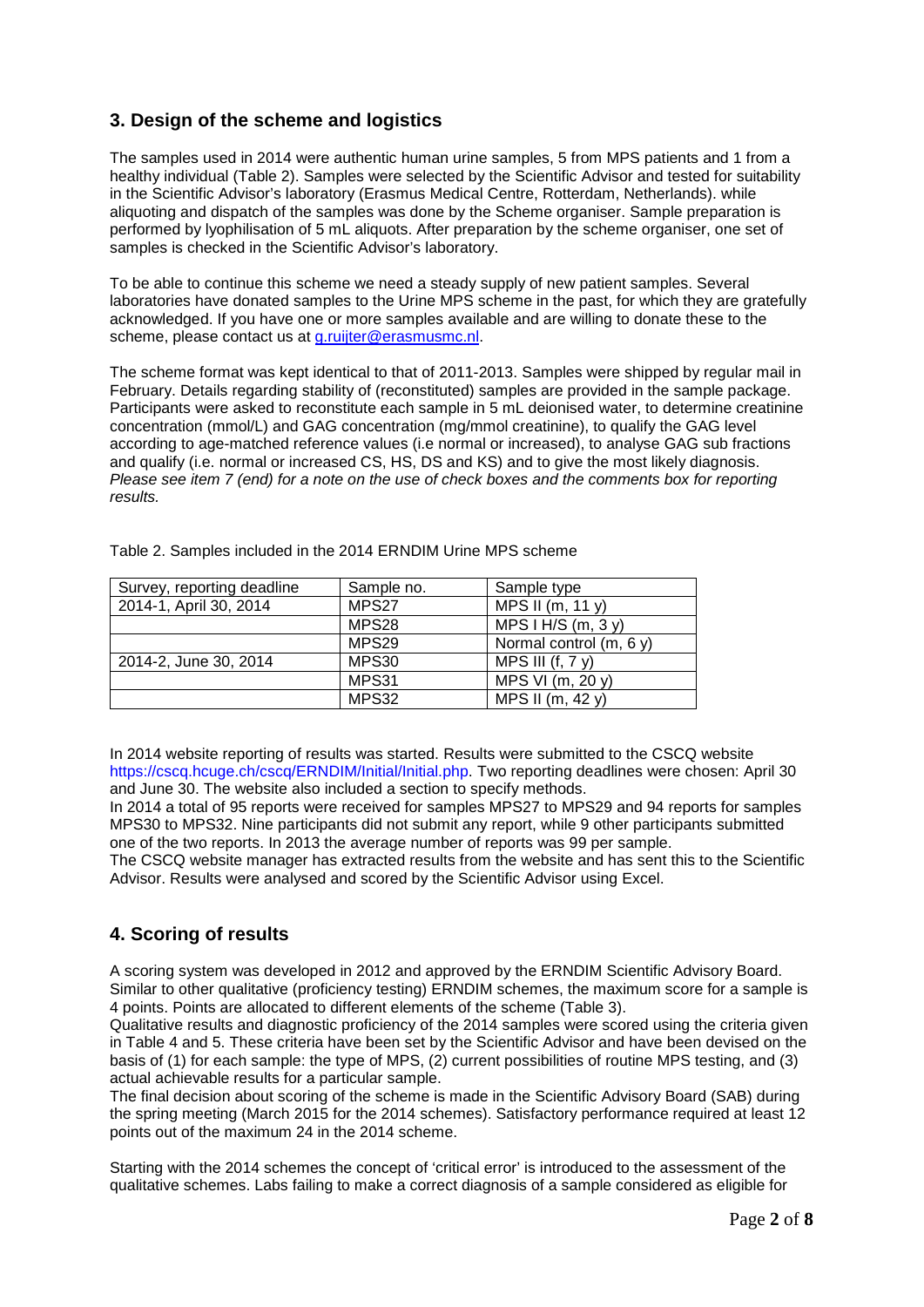## 3. Design of the scheme and logistics

The samples used in 2014 were authentic human urine samples, 5 from MPS patients and 1 from a healthy individual (Table 2). Samples were selected by the Scientific Advisor and tested for suitability in the Scientific Advisor's laboratory (Erasmus Medical Centre, Rotterdam, Netherlands). while aliquoting and dispatch of the samples was done by the Scheme organiser. Sample preparation is performed by lyophilisation of 5 mL aliquots. After preparation by the scheme organiser, one set of samples is checked in the Scientific Advisor's laboratory.

To be able to continue this scheme we need a steady supply of new patient samples. Several laboratories have donated samples to the Urine MPS scheme in the past, for which they are gratefully acknowledged. If you have one or more samples available and are willing to donate these to the scheme, please contact us at g.ruijter@erasmusmc.nl.

The scheme format was kept identical to that of 2011-2013. Samples were shipped by regular mail in February. Details regarding stability of (reconstituted) samples are provided in the sample package. Participants were asked to reconstitute each sample in 5 mL deionised water, to determine creatinine concentration (mmol/L) and GAG concentration (mg/mmol creatinine), to qualify the GAG level according to age-matched reference values (i.e normal or increased), to analyse GAG sub fractions and qualify (i.e. normal or increased CS, HS, DS and KS) and to give the most likely diagnosis. *Please see item 7 (end) for a note on the use of check boxes and the comments box for reporting results.*

Table 2. Samples included in the 2014 ERNDIM Urine MPS scheme

| Survey, reporting deadline | Sample no. | Sample type |
|---|---|---|
| 2014-1, April 30, 2014 | MPS27 | MPS II (m, 11 y) |
| | MPS28 | MPS I H/S (m, 3 y) |
| | MPS29 | Normal control (m, 6 y) |
| 2014-2, June 30, 2014 | MPS30 | MPS III (f, 7 y) |
| | MPS31 | MPS VI (m, 20 y) |
| | MPS32 | MPS II (m, 42 y) |

In 2014 website reporting of results was started. Results were submitted to the CSCQ website https://cscq.hcuge.ch/cscq/ERNDIM/Initial/Initial.php. Two reporting deadlines were chosen: April 30 and June 30. The website also included a section to specify methods.

In 2014 a total of 95 reports were received for samples MPS27 to MPS29 and 94 reports for samples MPS30 to MPS32. Nine participants did not submit any report, while 9 other participants submitted one of the two reports. In 2013 the average number of reports was 99 per sample.

The CSCQ website manager has extracted results from the website and has sent this to the Scientific Advisor. Results were analysed and scored by the Scientific Advisor using Excel.

## 4. Scoring of results

A scoring system was developed in 2012 and approved by the ERNDIM Scientific Advisory Board. Similar to other qualitative (proficiency testing) ERNDIM schemes, the maximum score for a sample is 4 points. Points are allocated to different elements of the scheme (Table 3).

Qualitative results and diagnostic proficiency of the 2014 samples were scored using the criteria given in Table 4 and 5. These criteria have been set by the Scientific Advisor and have been devised on the basis of (1) for each sample: the type of MPS, (2) current possibilities of routine MPS testing, and (3) actual achievable results for a particular sample.

The final decision about scoring of the scheme is made in the Scientific Advisory Board (SAB) during the spring meeting (March 2015 for the 2014 schemes). Satisfactory performance required at least 12 points out of the maximum 24 in the 2014 scheme.

Starting with the 2014 schemes the concept of 'critical error' is introduced to the assessment of the qualitative schemes. Labs failing to make a correct diagnosis of a sample considered as eligible for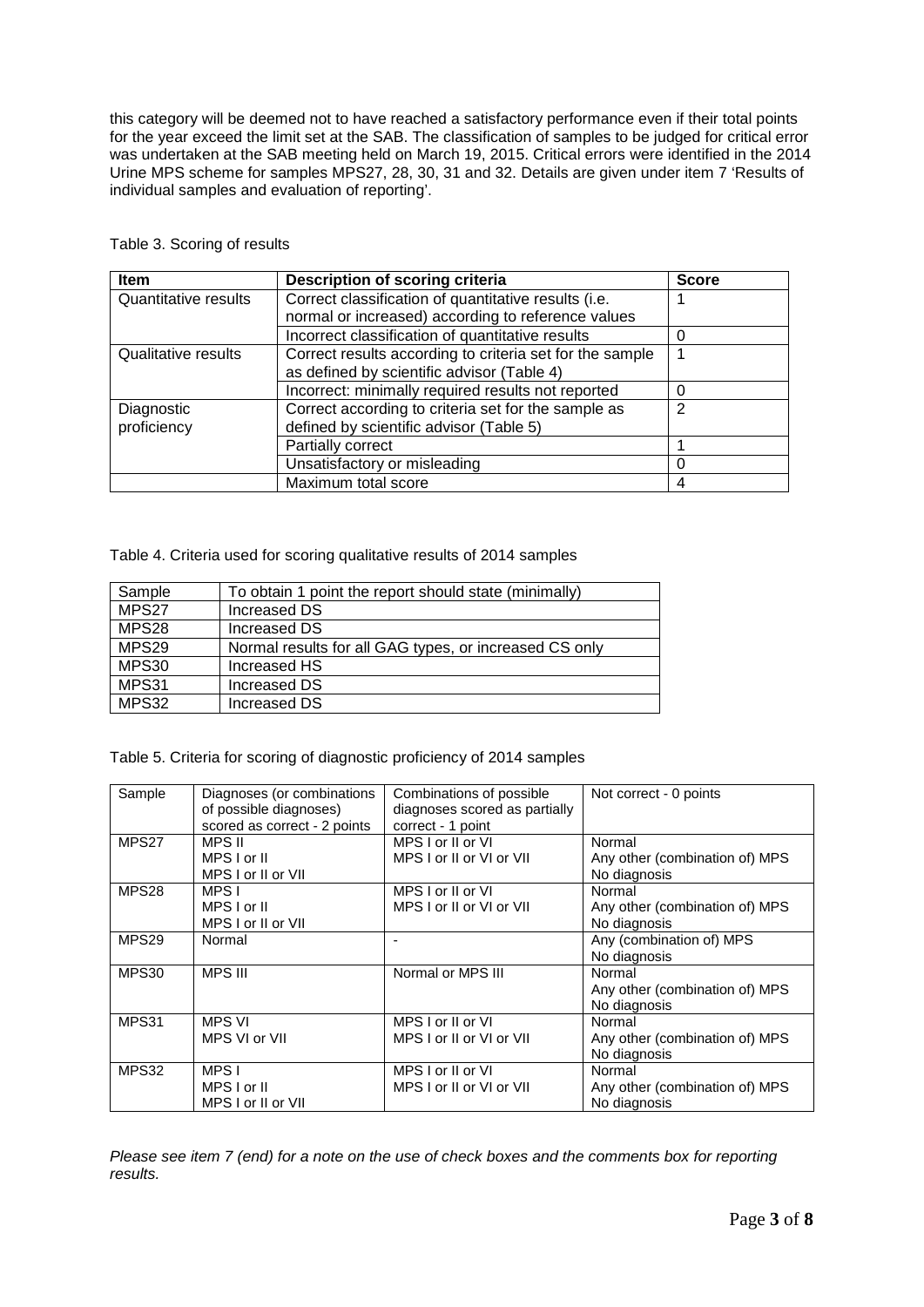this category will be deemed not to have reached a satisfactory performance even if their total points for the year exceed the limit set at the SAB. The classification of samples to be judged for critical error was undertaken at the SAB meeting held on March 19, 2015. Critical errors were identified in the 2014 Urine MPS scheme for samples MPS27, 28, 30, 31 and 32. Details are given under item 7 'Results of individual samples and evaluation of reporting'.

Table 3. Scoring of results

| Item | Description of scoring criteria | Score |
|---|---|---|
| Quantitative results | Correct classification of quantitative results (i.e. normal or increased) according to reference values | 1 |
| | Incorrect classification of quantitative results | 0 |
| Qualitative results | Correct results according to criteria set for the sample as defined by scientific advisor (Table 4) | 1 |
| | Incorrect: minimally required results not reported | 0 |
| Diagnostic proficiency | Correct according to criteria set for the sample as defined by scientific advisor (Table 5) | 2 |
| | Partially correct | 1 |
| | Unsatisfactory or misleading | 0 |
| | Maximum total score | 4 |

Table 4. Criteria used for scoring qualitative results of 2014 samples

| Sample | To obtain 1 point the report should state (minimally) |
|---|---|
| MPS27 | Increased DS |
| MPS28 | Increased DS |
| MPS29 | Normal results for all GAG types, or increased CS only |
| MPS30 | Increased HS |
| MPS31 | Increased DS |
| MPS32 | Increased DS |

Table 5. Criteria for scoring of diagnostic proficiency of 2014 samples

| Sample | Diagnoses (or combinations of possible diagnoses) scored as correct - 2 points | Combinations of possible diagnoses scored as partially correct - 1 point | Not correct - 0 points |
|---|---|---|---|
| MPS27 | MPS II<br>MPS I or II<br>MPS I or II or VII | MPS I or II or VI<br>MPS I or II or VI or VII | Normal<br>Any other (combination of) MPS<br>No diagnosis |
| MPS28 | MPS I<br>MPS I or II<br>MPS I or II or VII | MPS I or II or VI<br>MPS I or II or VI or VII | Normal<br>Any other (combination of) MPS<br>No diagnosis |
| MPS29 | Normal | - | Any (combination of) MPS<br>No diagnosis |
| MPS30 | MPS III | Normal or MPS III | Normal<br>Any other (combination of) MPS<br>No diagnosis |
| MPS31 | MPS VI<br>MPS VI or VII | MPS I or II or VI<br>MPS I or II or VI or VII | Normal<br>Any other (combination of) MPS<br>No diagnosis |
| MPS32 | MPS I<br>MPS I or II<br>MPS I or II or VII | MPS I or II or VI<br>MPS I or II or VI or VII | Normal<br>Any other (combination of) MPS<br>No diagnosis |

*Please see item 7 (end) for a note on the use of check boxes and the comments box for reporting results.*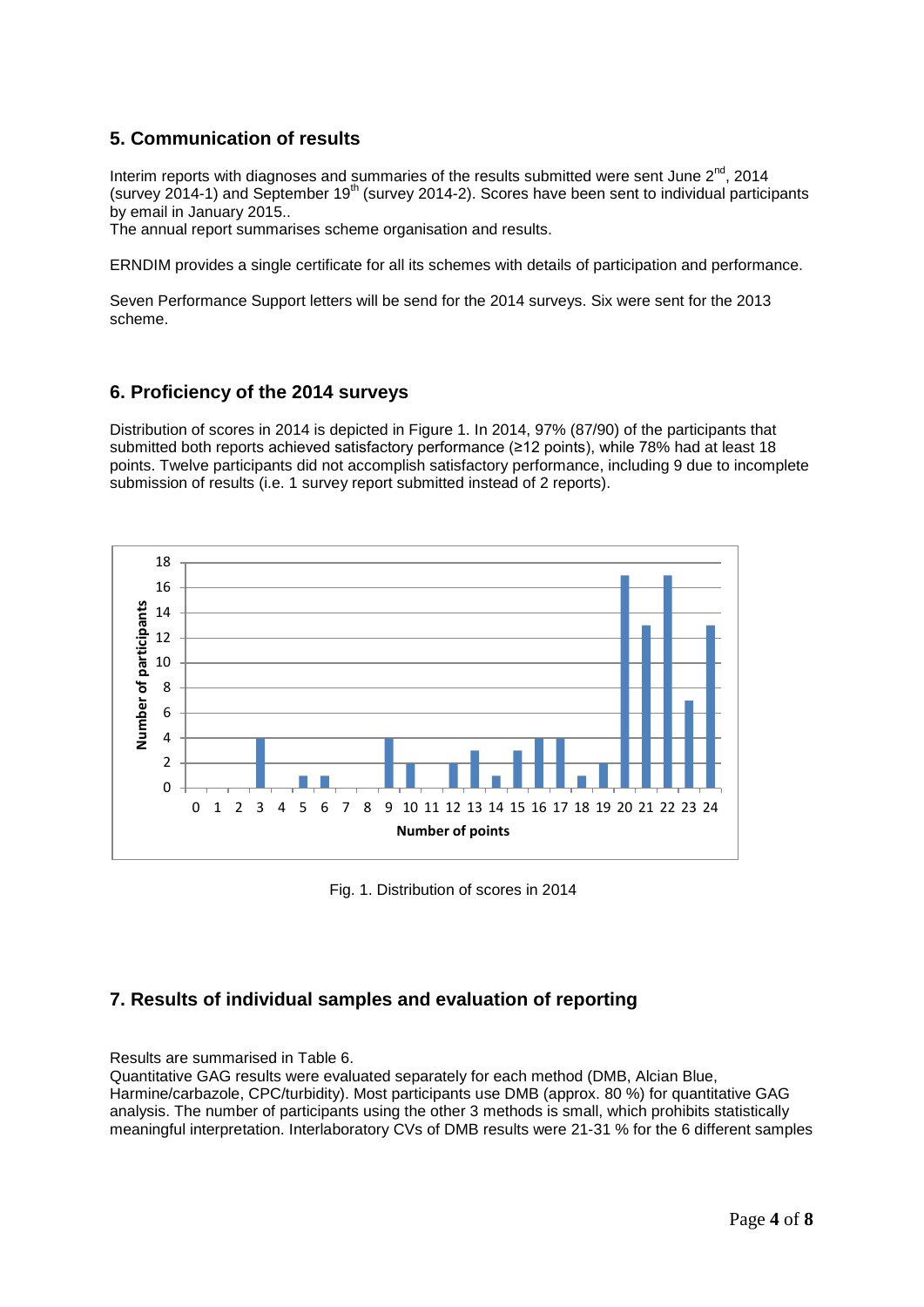## 5. Communication of results

Interim reports with diagnoses and summaries of the results submitted were sent June 2nd, 2014 (survey 2014-1) and September 19th (survey 2014-2). Scores have been sent to individual participants by email in January 2015..

The annual report summarises scheme organisation and results.

ERNDIM provides a single certificate for all its schemes with details of participation and performance.

Seven Performance Support letters will be send for the 2014 surveys. Six were sent for the 2013 scheme.

## 6. Proficiency of the 2014 surveys

Distribution of scores in 2014 is depicted in Figure 1. In 2014, 97% (87/90) of the participants that submitted both reports achieved satisfactory performance (≥12 points), while 78% had at least 18 points. Twelve participants did not accomplish satisfactory performance, including 9 due to incomplete submission of results (i.e. 1 survey report submitted instead of 2 reports).

| Number of points | Number of participants |
|---|---|
| 0 | 0 |
| 1 | 0 |
| 2 | 0 |
| 3 | 4 |
| 4 | 0 |
| 5 | 1 |
| 6 | 1 |
| 7 | 0 |
| 8 | 0 |
| 9 | 4 |
| 10 | 2 |
| 11 | 0 |
| 12 | 2 |
| 13 | 3 |
| 14 | 1 |
| 15 | 3 |
| 16 | 4 |
| 17 | 4 |
| 18 | 1 |
| 19 | 2 |
| 20 | 17 |
| 21 | 13 |
| 22 | 17 |
| 23 | 7 |
| 24 | 13 |

Fig. 1. Distribution of scores in 2014

## 7. Results of individual samples and evaluation of reporting

Results are summarised in Table 6.

Quantitative GAG results were evaluated separately for each method (DMB, Alcian Blue, Harmine/carbazole, CPC/turbidity). Most participants use DMB (approx. 80 %) for quantitative GAG analysis. The number of participants using the other 3 methods is small, which prohibits statistically meaningful interpretation. Interlaboratory CVs of DMB results were 21-31 % for the 6 different samples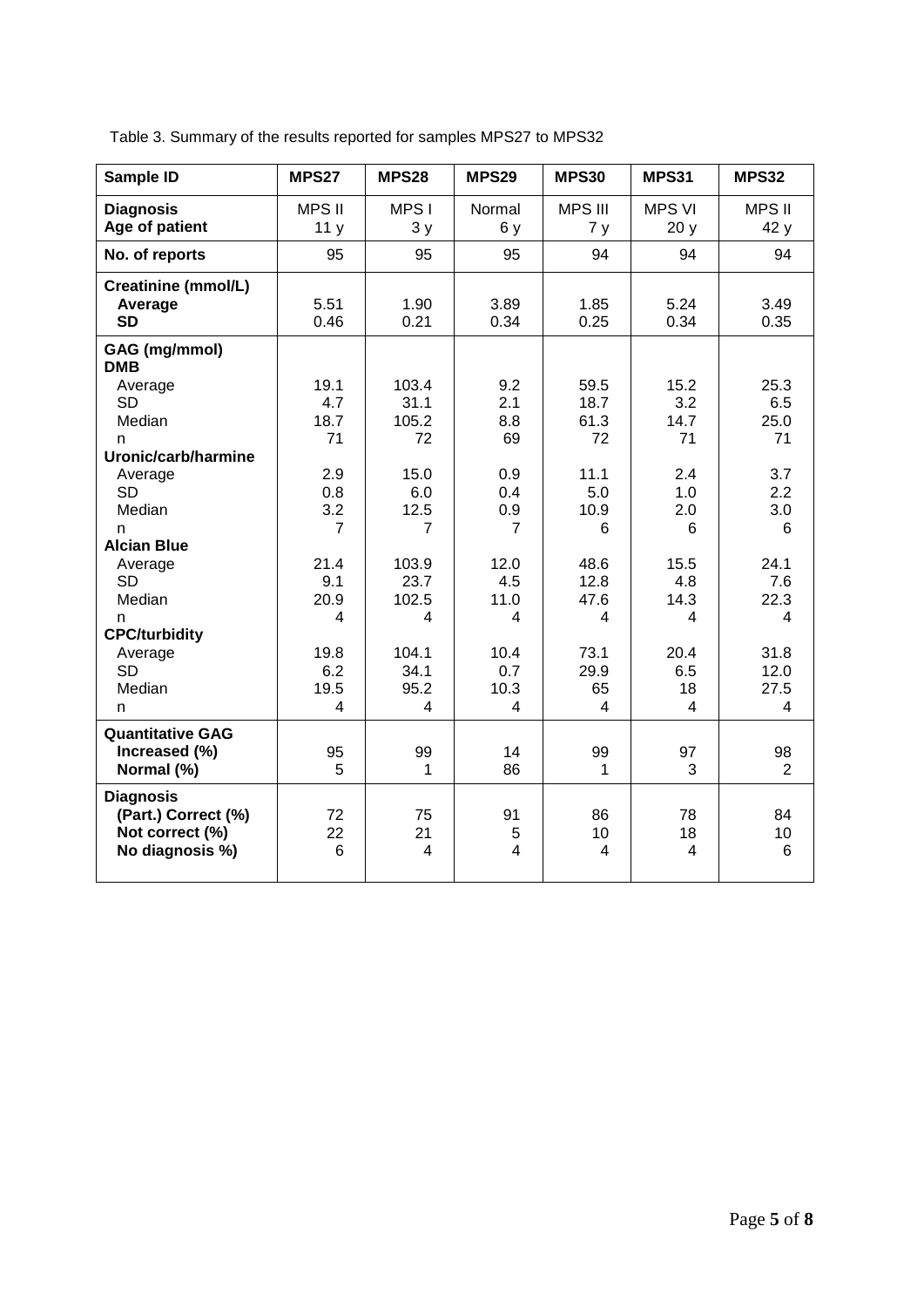Table 3. Summary of the results reported for samples MPS27 to MPS32

| Sample ID | MPS27 | MPS28 | MPS29 | MPS30 | MPS31 | MPS32 |
|---|---|---|---|---|---|---|
| **Diagnosis** | MPS II | MPS I | Normal | MPS III | MPS VI | MPS II |
| **Age of patient** | 11 y | 3 y | 6 y | 7 y | 20 y | 42 y |
| **No. of reports** | 95 | 95 | 95 | 94 | 94 | 94 |
| **Creatinine (mmol/L)** | | | | | | |
| **Average** | 5.51 | 1.90 | 3.89 | 1.85 | 5.24 | 3.49 |
| **SD** | 0.46 | 0.21 | 0.34 | 0.25 | 0.34 | 0.35 |
| **GAG (mg/mmol)** | | | | | | |
| **DMB** | | | | | | |
| Average | 19.1 | 103.4 | 9.2 | 59.5 | 15.2 | 25.3 |
| SD | 4.7 | 31.1 | 2.1 | 18.7 | 3.2 | 6.5 |
| Median | 18.7 | 105.2 | 8.8 | 61.3 | 14.7 | 25.0 |
| n | 71 | 72 | 69 | 72 | 71 | 71 |
| **Uronic/carb/harmine** | | | | | | |
| Average | 2.9 | 15.0 | 0.9 | 11.1 | 2.4 | 3.7 |
| SD | 0.8 | 6.0 | 0.4 | 5.0 | 1.0 | 2.2 |
| Median | 3.2 | 12.5 | 0.9 | 10.9 | 2.0 | 3.0 |
| n | 7 | 7 | 7 | 6 | 6 | 6 |
| **Alcian Blue** | | | | | | |
| Average | 21.4 | 103.9 | 12.0 | 48.6 | 15.5 | 24.1 |
| SD | 9.1 | 23.7 | 4.5 | 12.8 | 4.8 | 7.6 |
| Median | 20.9 | 102.5 | 11.0 | 47.6 | 14.3 | 22.3 |
| n | 4 | 4 | 4 | 4 | 4 | 4 |
| **CPC/turbidity** | | | | | | |
| Average | 19.8 | 104.1 | 10.4 | 73.1 | 20.4 | 31.8 |
| SD | 6.2 | 34.1 | 0.7 | 29.9 | 6.5 | 12.0 |
| Median | 19.5 | 95.2 | 10.3 | 65 | 18 | 27.5 |
| n | 4 | 4 | 4 | 4 | 4 | 4 |
| **Quantitative GAG** | | | | | | |
| **Increased (%)** | 95 | 99 | 14 | 99 | 97 | 98 |
| **Normal (%)** | 5 | 1 | 86 | 1 | 3 | 2 |
| **Diagnosis** | | | | | | |
| **(Part.) Correct (%)** | 72 | 75 | 91 | 86 | 78 | 84 |
| **Not correct (%)** | 22 | 21 | 5 | 10 | 18 | 10 |
| **No diagnosis %)** | 6 | 4 | 4 | 4 | 4 | 6 |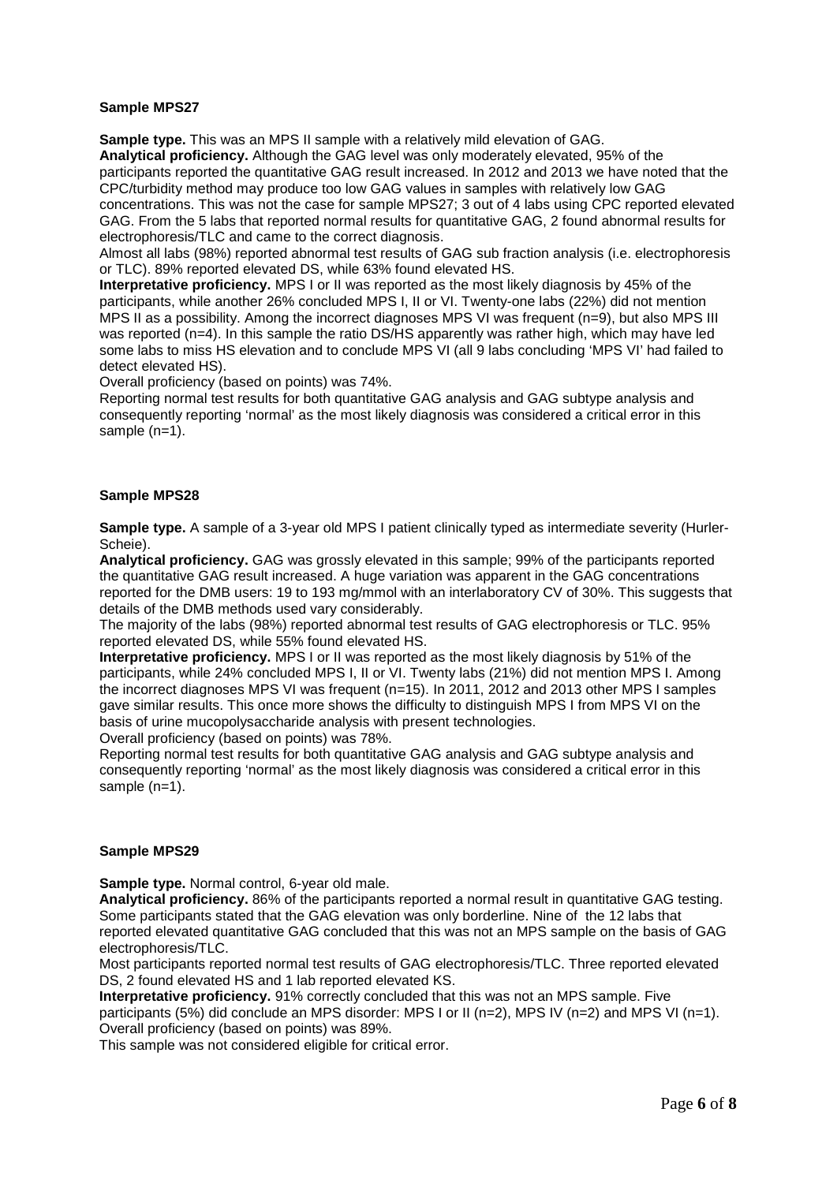## Sample MPS27

**Sample type.** This was an MPS II sample with a relatively mild elevation of GAG.

**Analytical proficiency.** Although the GAG level was only moderately elevated, 95% of the participants reported the quantitative GAG result increased. In 2012 and 2013 we have noted that the CPC/turbidity method may produce too low GAG values in samples with relatively low GAG concentrations. This was not the case for sample MPS27; 3 out of 4 labs using CPC reported elevated GAG. From the 5 labs that reported normal results for quantitative GAG, 2 found abnormal results for electrophoresis/TLC and came to the correct diagnosis.

Almost all labs (98%) reported abnormal test results of GAG sub fraction analysis (i.e. electrophoresis or TLC). 89% reported elevated DS, while 63% found elevated HS.

**Interpretative proficiency.** MPS I or II was reported as the most likely diagnosis by 45% of the participants, while another 26% concluded MPS I, II or VI. Twenty-one labs (22%) did not mention MPS II as a possibility. Among the incorrect diagnoses MPS VI was frequent (n=9), but also MPS III was reported (n=4). In this sample the ratio DS/HS apparently was rather high, which may have led some labs to miss HS elevation and to conclude MPS VI (all 9 labs concluding 'MPS VI' had failed to detect elevated HS).

Overall proficiency (based on points) was 74%.

Reporting normal test results for both quantitative GAG analysis and GAG subtype analysis and consequently reporting 'normal' as the most likely diagnosis was considered a critical error in this sample (n=1).

## Sample MPS28

**Sample type.** A sample of a 3-year old MPS I patient clinically typed as intermediate severity (Hurler-Scheie).

**Analytical proficiency.** GAG was grossly elevated in this sample; 99% of the participants reported the quantitative GAG result increased. A huge variation was apparent in the GAG concentrations reported for the DMB users: 19 to 193 mg/mmol with an interlaboratory CV of 30%. This suggests that details of the DMB methods used vary considerably.

The majority of the labs (98%) reported abnormal test results of GAG electrophoresis or TLC. 95% reported elevated DS, while 55% found elevated HS.

**Interpretative proficiency.** MPS I or II was reported as the most likely diagnosis by 51% of the participants, while 24% concluded MPS I, II or VI. Twenty labs (21%) did not mention MPS I. Among the incorrect diagnoses MPS VI was frequent (n=15). In 2011, 2012 and 2013 other MPS I samples gave similar results. This once more shows the difficulty to distinguish MPS I from MPS VI on the basis of urine mucopolysaccharide analysis with present technologies.

Overall proficiency (based on points) was 78%.

Reporting normal test results for both quantitative GAG analysis and GAG subtype analysis and consequently reporting 'normal' as the most likely diagnosis was considered a critical error in this sample (n=1).

## Sample MPS29

**Sample type.** Normal control, 6-year old male.

**Analytical proficiency.** 86% of the participants reported a normal result in quantitative GAG testing. Some participants stated that the GAG elevation was only borderline. Nine of the 12 labs that reported elevated quantitative GAG concluded that this was not an MPS sample on the basis of GAG electrophoresis/TLC.

Most participants reported normal test results of GAG electrophoresis/TLC. Three reported elevated DS, 2 found elevated HS and 1 lab reported elevated KS.

**Interpretative proficiency.** 91% correctly concluded that this was not an MPS sample. Five participants (5%) did conclude an MPS disorder: MPS I or II (n=2), MPS IV (n=2) and MPS VI (n=1).

Overall proficiency (based on points) was 89%.

This sample was not considered eligible for critical error.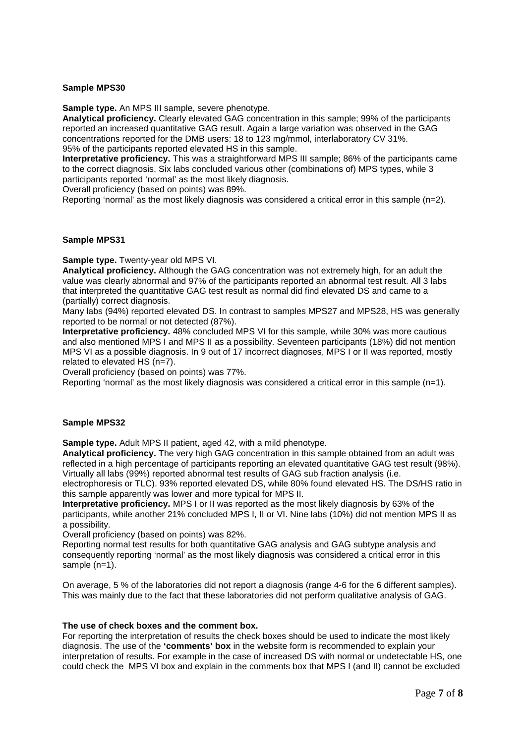**Sample MPS30**

**Sample type.** An MPS III sample, severe phenotype.

**Analytical proficiency.** Clearly elevated GAG concentration in this sample; 99% of the participants reported an increased quantitative GAG result. Again a large variation was observed in the GAG concentrations reported for the DMB users: 18 to 123 mg/mmol, interlaboratory CV 31%.
95% of the participants reported elevated HS in this sample.

**Interpretative proficiency.** This was a straightforward MPS III sample; 86% of the participants came to the correct diagnosis. Six labs concluded various other (combinations of) MPS types, while 3 participants reported 'normal' as the most likely diagnosis.
Overall proficiency (based on points) was 89%.
Reporting 'normal' as the most likely diagnosis was considered a critical error in this sample (n=2).

**Sample MPS31**

**Sample type.** Twenty-year old MPS VI.

**Analytical proficiency.** Although the GAG concentration was not extremely high, for an adult the value was clearly abnormal and 97% of the participants reported an abnormal test result. All 3 labs that interpreted the quantitative GAG test result as normal did find elevated DS and came to a (partially) correct diagnosis.
Many labs (94%) reported elevated DS. In contrast to samples MPS27 and MPS28, HS was generally reported to be normal or not detected (87%).

**Interpretative proficiency.** 48% concluded MPS VI for this sample, while 30% was more cautious and also mentioned MPS I and MPS II as a possibility. Seventeen participants (18%) did not mention MPS VI as a possible diagnosis. In 9 out of 17 incorrect diagnoses, MPS I or II was reported, mostly related to elevated HS (n=7).
Overall proficiency (based on points) was 77%.
Reporting 'normal' as the most likely diagnosis was considered a critical error in this sample (n=1).

**Sample MPS32**

**Sample type.** Adult MPS II patient, aged 42, with a mild phenotype.

**Analytical proficiency.** The very high GAG concentration in this sample obtained from an adult was reflected in a high percentage of participants reporting an elevated quantitative GAG test result (98%). Virtually all labs (99%) reported abnormal test results of GAG sub fraction analysis (i.e. electrophoresis or TLC). 93% reported elevated DS, while 80% found elevated HS. The DS/HS ratio in this sample apparently was lower and more typical for MPS II.

**Interpretative proficiency.** MPS I or II was reported as the most likely diagnosis by 63% of the participants, while another 21% concluded MPS I, II or VI. Nine labs (10%) did not mention MPS II as a possibility.
Overall proficiency (based on points) was 82%.
Reporting normal test results for both quantitative GAG analysis and GAG subtype analysis and consequently reporting 'normal' as the most likely diagnosis was considered a critical error in this sample (n=1).

On average, 5 % of the laboratories did not report a diagnosis (range 4-6 for the 6 different samples). This was mainly due to the fact that these laboratories did not perform qualitative analysis of GAG.

**The use of check boxes and the comment box.**

For reporting the interpretation of results the check boxes should be used to indicate the most likely diagnosis. The use of the **'comments' box** in the website form is recommended to explain your interpretation of results. For example in the case of increased DS with normal or undetectable HS, one could check the MPS VI box and explain in the comments box that MPS I (and II) cannot be excluded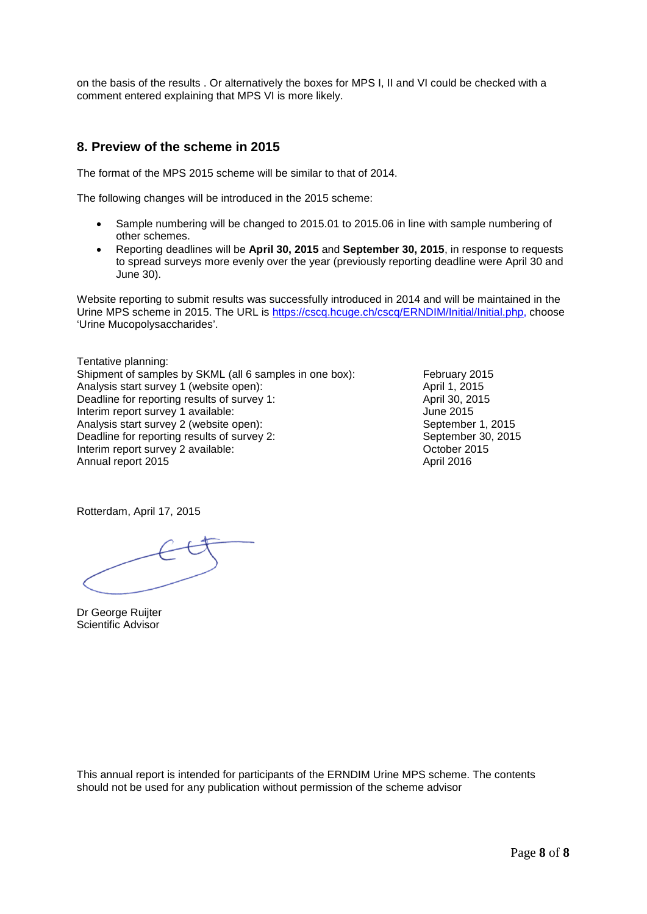on the basis of the results . Or alternatively the boxes for MPS I, II and VI could be checked with a comment entered explaining that MPS VI is more likely.

## 8. Preview of the scheme in 2015

The format of the MPS 2015 scheme will be similar to that of 2014.

The following changes will be introduced in the 2015 scheme:

- Sample numbering will be changed to 2015.01 to 2015.06 in line with sample numbering of other schemes.
- Reporting deadlines will be **April 30, 2015** and **September 30, 2015**, in response to requests to spread surveys more evenly over the year (previously reporting deadline were April 30 and June 30).

Website reporting to submit results was successfully introduced in 2014 and will be maintained in the Urine MPS scheme in 2015. The URL is https://cscq.hcuge.ch/cscq/ERNDIM/Initial/Initial.php, choose 'Urine Mucopolysaccharides'.

Tentative planning:

| | |
|---|---|
| Shipment of samples by SKML (all 6 samples in one box): | February 2015 |
| Analysis start survey 1 (website open): | April 1, 2015 |
| Deadline for reporting results of survey 1: | April 30, 2015 |
| Interim report survey 1 available: | June 2015 |
| Analysis start survey 2 (website open): | September 1, 2015 |
| Deadline for reporting results of survey 2: | September 30, 2015 |
| Interim report survey 2 available: | October 2015 |
| Annual report 2015 | April 2016 |

Rotterdam, April 17, 2015

Dr George Ruijter
Scientific Advisor

This annual report is intended for participants of the ERNDIM Urine MPS scheme. The contents should not be used for any publication without permission of the scheme advisor